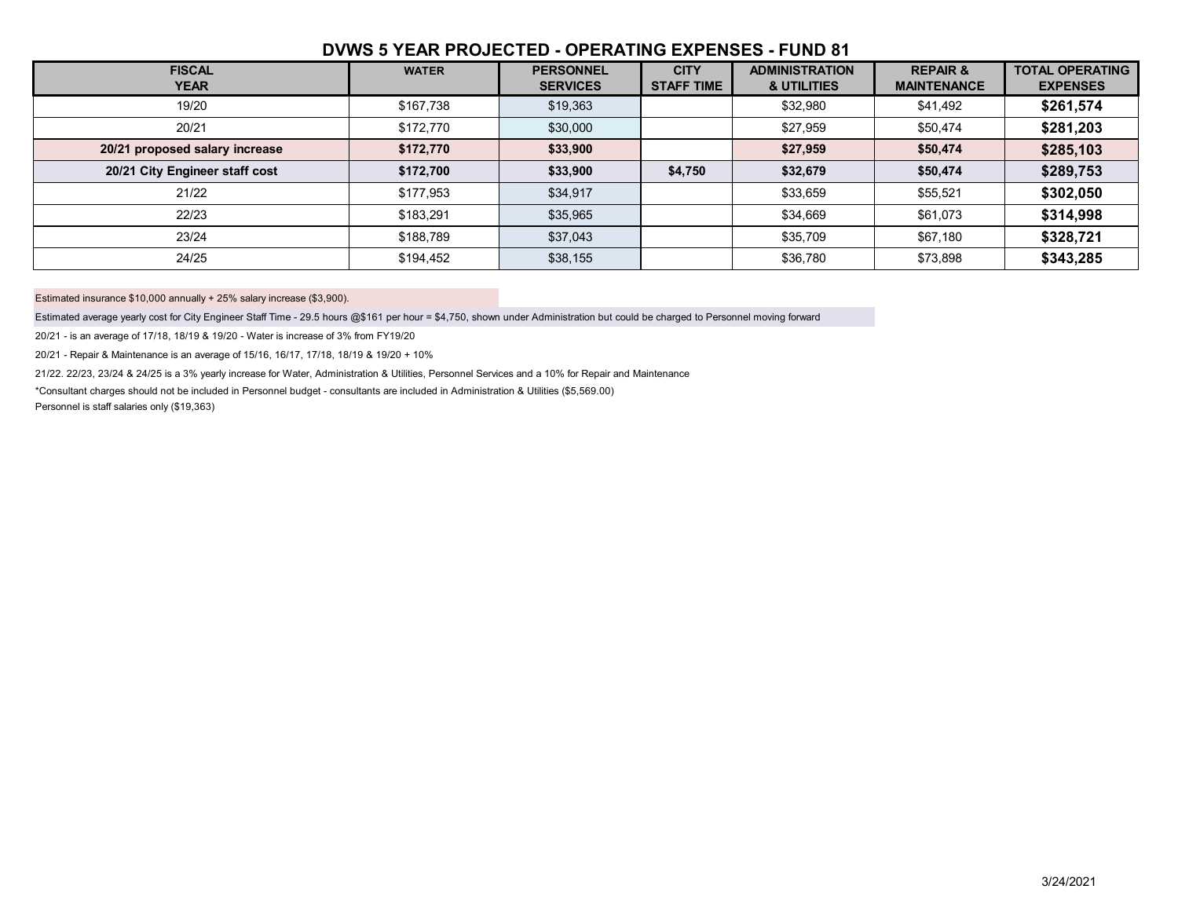## DVWS 5 YEAR PROJECTED - OPERATING EXPENSES - FUND 81

| FISCAL YEAR | WATER | PERSONNEL SERVICES | CITY STAFF TIME | ADMINISTRATION & UTILITIES | REPAIR & MAINTENANCE | TOTAL OPERATING EXPENSES |
|---|---|---|---|---|---|---|
| 19/20 | $167,738 | $19,363 | | $32,980 | $41,492 | **$261,574** |
| 20/21 | $172,770 | $30,000 | | $27,959 | $50,474 | **$281,203** |
| **20/21 proposed salary increase** | **$172,770** | **$33,900** | | **$27,959** | **$50,474** | **$285,103** |
| **20/21 City Engineer staff cost** | **$172,700** | **$33,900** | **$4,750** | **$32,679** | **$50,474** | **$289,753** |
| 21/22 | $177,953 | $34,917 | | $33,659 | $55,521 | **$302,050** |
| 22/23 | $183,291 | $35,965 | | $34,669 | $61,073 | **$314,998** |
| 23/24 | $188,789 | $37,043 | | $35,709 | $67,180 | **$328,721** |
| 24/25 | $194,452 | $38,155 | | $36,780 | $73,898 | **$343,285** |

Estimated insurance $10,000 annually + 25% salary increase ($3,900).

Estimated average yearly cost for City Engineer Staff Time - 29.5 hours @$161 per hour = $4,750, shown under Administration but could be charged to Personnel moving forward

20/21 - is an average of 17/18, 18/19 & 19/20 - Water is increase of 3% from FY19/20

20/21 - Repair & Maintenance is an average of 15/16, 16/17, 17/18, 18/19 & 19/20 + 10%

21/22. 22/23, 23/24 & 24/25 is a 3% yearly increase for Water, Administration & Utilities, Personnel Services and a 10% for Repair and Maintenance

*Consultant charges should not be included in Personnel budget - consultants are included in Administration & Utilities ($5,569.00)

Personnel is staff salaries only ($19,363)

3/24/2021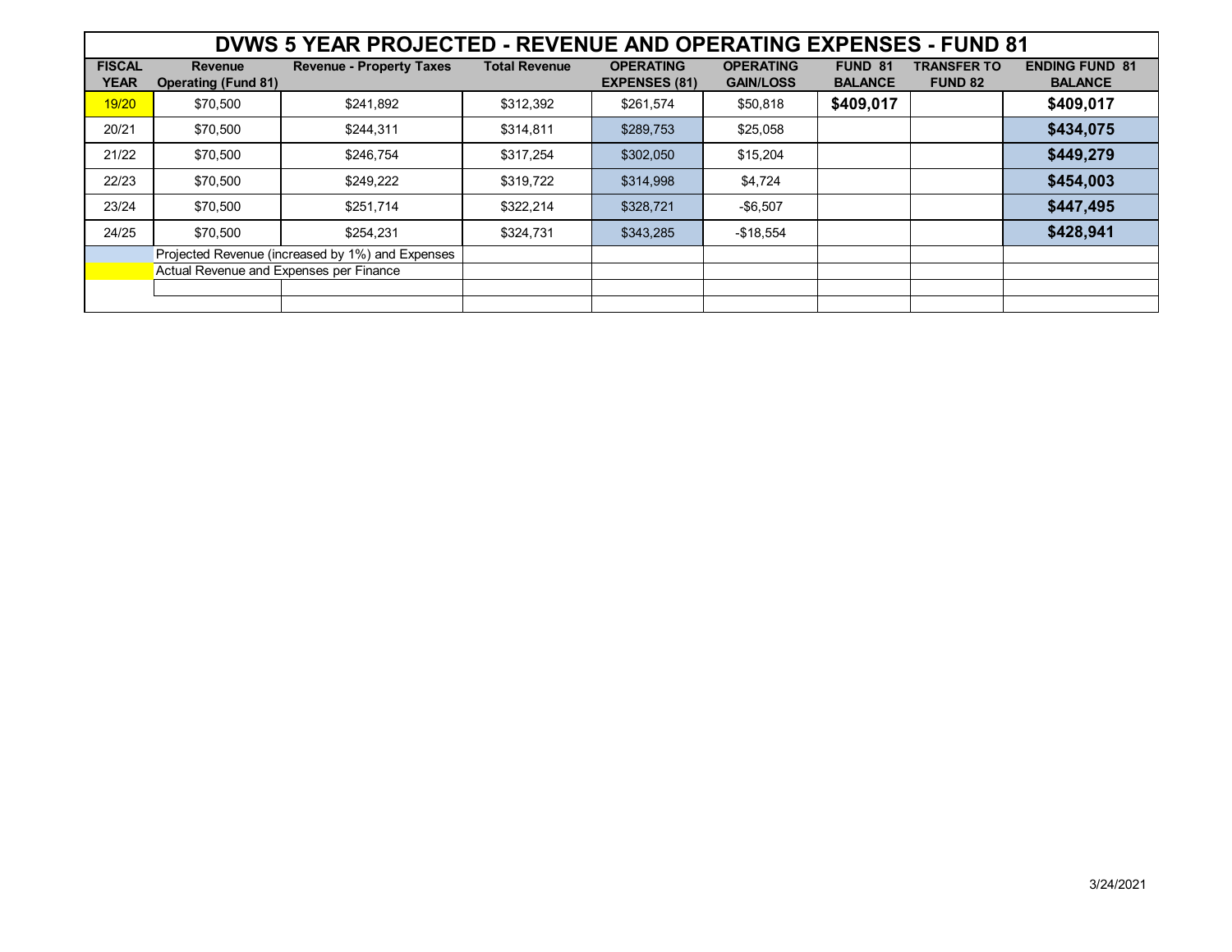| DVWS 5 YEAR PROJECTED - REVENUE AND OPERATING EXPENSES - FUND 81 | | | | | | | | |
|---|---|---|---|---|---|---|---|---|
| **FISCAL YEAR** | **Revenue Operating (Fund 81)** | **Revenue - Property Taxes** | **Total Revenue** | **OPERATING EXPENSES (81)** | **OPERATING GAIN/LOSS** | **FUND 81 BALANCE** | **TRANSFER TO FUND 82** | **ENDING FUND 81 BALANCE** |
| 19/20 | $70,500 | $241,892 | $312,392 | $261,574 | $50,818 | **$409,017** | | **$409,017** |
| 20/21 | $70,500 | $244,311 | $314,811 | $289,753 | $25,058 | | | **$434,075** |
| 21/22 | $70,500 | $246,754 | $317,254 | $302,050 | $15,204 | | | **$449,279** |
| 22/23 | $70,500 | $249,222 | $319,722 | $314,998 | $4,724 | | | **$454,003** |
| 23/24 | $70,500 | $251,714 | $322,214 | $328,721 | -$6,507 | | | **$447,495** |
| 24/25 | $70,500 | $254,231 | $324,731 | $343,285 | -$18,554 | | | **$428,941** |
| | Projected Revenue (increased by 1%) and Expenses | | | | | | | |
| | Actual Revenue and Expenses per Finance | | | | | | | |

3/24/2021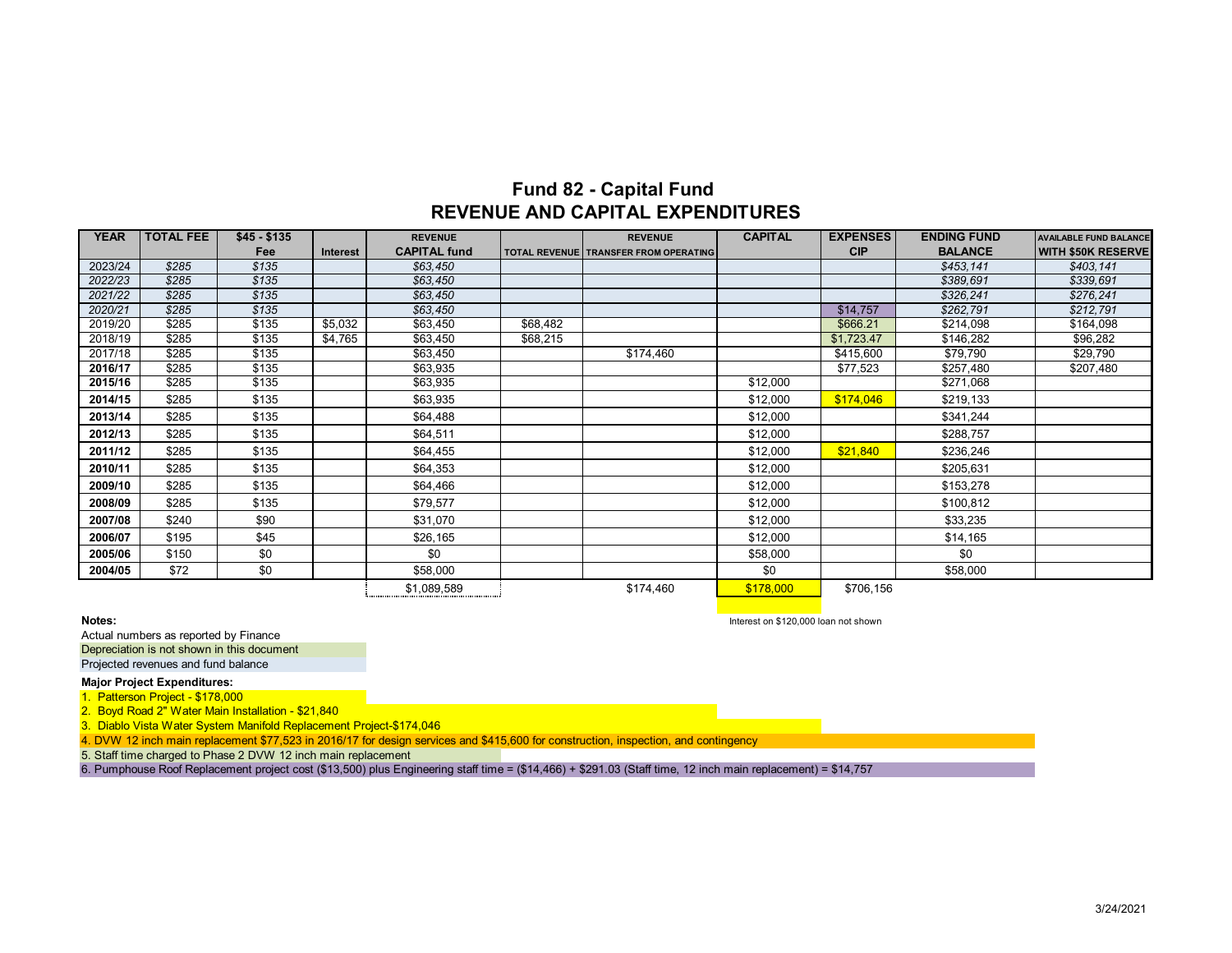# Fund 82 - Capital Fund
## REVENUE AND CAPITAL EXPENDITURES

| YEAR | TOTAL FEE | $45 - $135 Fee | Interest | REVENUE CAPITAL fund | TOTAL REVENUE | REVENUE TRANSFER FROM OPERATING | CAPITAL | EXPENSES CIP | ENDING FUND BALANCE | AVAILABLE FUND BALANCE WITH $50K RESERVE |
|---|---|---|---|---|---|---|---|---|---|---|
| 2023/24 | *$285* | *$135* | | *$63,450* | | | | | *$453,141* | *$403,141* |
| *2022/23* | *$285* | *$135* | | *$63,450* | | | | | *$389,691* | *$339,691* |
| *2021/22* | *$285* | *$135* | | *$63,450* | | | | | *$326,241* | *$276,241* |
| *2020/21* | *$285* | *$135* | | *$63,450* | | | | $14,757 | *$262,791* | *$212,791* |
| 2019/20 | $285 | $135 | $5,032 | $63,450 | $68,482 | | | $666.21 | $214,098 | $164,098 |
| 2018/19 | $285 | $135 | $4,765 | $63,450 | $68,215 | | | $1,723.47 | $146,282 | $96,282 |
| 2017/18 | $285 | $135 | | $63,450 | | $174,460 | | $415,600 | $79,790 | $29,790 |
| **2016/17** | $285 | $135 | | $63,935 | | | | $77,523 | $257,480 | $207,480 |
| **2015/16** | $285 | $135 | | $63,935 | | | $12,000 | | $271,068 | |
| **2014/15** | $285 | $135 | | $63,935 | | | $12,000 | $174,046 | $219,133 | |
| **2013/14** | $285 | $135 | | $64,488 | | | $12,000 | | $341,244 | |
| **2012/13** | $285 | $135 | | $64,511 | | | $12,000 | | $288,757 | |
| **2011/12** | $285 | $135 | | $64,455 | | | $12,000 | $21,840 | $236,246 | |
| **2010/11** | $285 | $135 | | $64,353 | | | $12,000 | | $205,631 | |
| **2009/10** | $285 | $135 | | $64,466 | | | $12,000 | | $153,278 | |
| **2008/09** | $285 | $135 | | $79,577 | | | $12,000 | | $100,812 | |
| **2007/08** | $240 | $90 | | $31,070 | | | $12,000 | | $33,235 | |
| **2006/07** | $195 | $45 | | $26,165 | | | $12,000 | | $14,165 | |
| **2005/06** | $150 | $0 | | $0 | | | $58,000 | | $0 | |
| **2004/05** | $72 | $0 | | $58,000 | | | $0 | | $58,000 | |
| | | | | $1,089,589 | | $174,460 | $178,000 | $706,156 | | |

Interest on $120,000 loan not shown

**Notes:**

Actual numbers as reported by Finance

Depreciation is not shown in this document

Projected revenues and fund balance

**Major Project Expenditures:**

1. Patterson Project - $178,000
2. Boyd Road 2" Water Main Installation - $21,840
3. Diablo Vista Water System Manifold Replacement Project-$174,046
4. DVW 12 inch main replacement $77,523 in 2016/17 for design services and $415,600 for construction, inspection, and contingency
5. Staff time charged to Phase 2 DVW 12 inch main replacement
6. Pumphouse Roof Replacement project cost ($13,500) plus Engineering staff time = ($14,466) + $291.03 (Staff time, 12 inch main replacement) = $14,757

3/24/2021